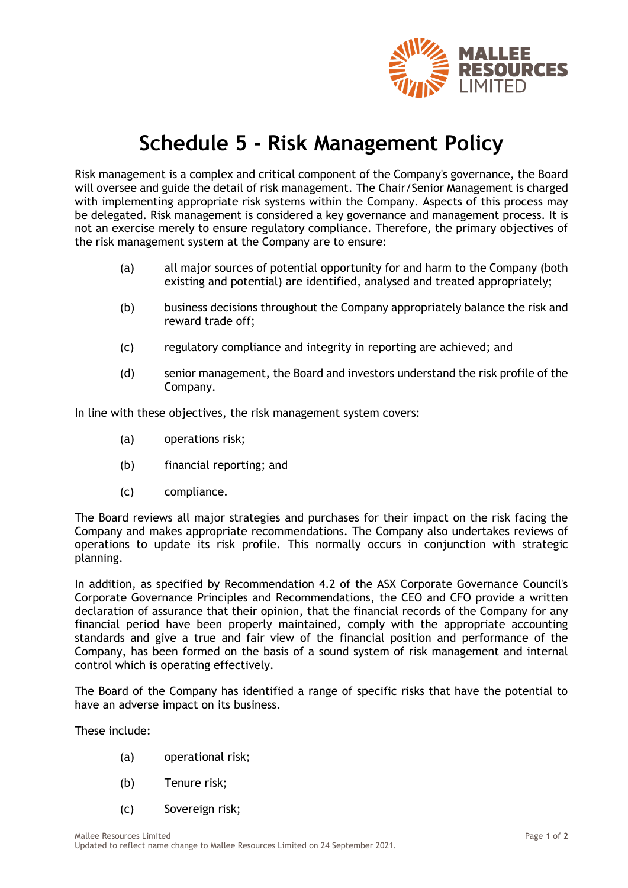# Schedule 5 - Risk Management Policy

Risk management is a complex and critical component of the Company's governance, the Board will oversee and guide the detail of risk management. The Chair/Senior Management is charged with implementing appropriate risk systems within the Company. Aspects of this process may be delegated. Risk management is considered a key governance and management process. It is not an exercise merely to ensure regulatory compliance. Therefore, the primary objectives of the risk management system at the Company are to ensure:

(a) all major sources of potential opportunity for and harm to the Company (both existing and potential) are identified, analysed and treated appropriately;

(b) business decisions throughout the Company appropriately balance the risk and reward trade off;

(c) regulatory compliance and integrity in reporting are achieved; and

(d) senior management, the Board and investors understand the risk profile of the Company.

In line with these objectives, the risk management system covers:

(a) operations risk;

(b) financial reporting; and

(c) compliance.

The Board reviews all major strategies and purchases for their impact on the risk facing the Company and makes appropriate recommendations. The Company also undertakes reviews of operations to update its risk profile. This normally occurs in conjunction with strategic planning.

In addition, as specified by Recommendation 4.2 of the ASX Corporate Governance Council's Corporate Governance Principles and Recommendations, the CEO and CFO provide a written declaration of assurance that their opinion, that the financial records of the Company for any financial period have been properly maintained, comply with the appropriate accounting standards and give a true and fair view of the financial position and performance of the Company, has been formed on the basis of a sound system of risk management and internal control which is operating effectively.

The Board of the Company has identified a range of specific risks that have the potential to have an adverse impact on its business.

These include:

(a) operational risk;

(b) Tenure risk;

(c) Sovereign risk;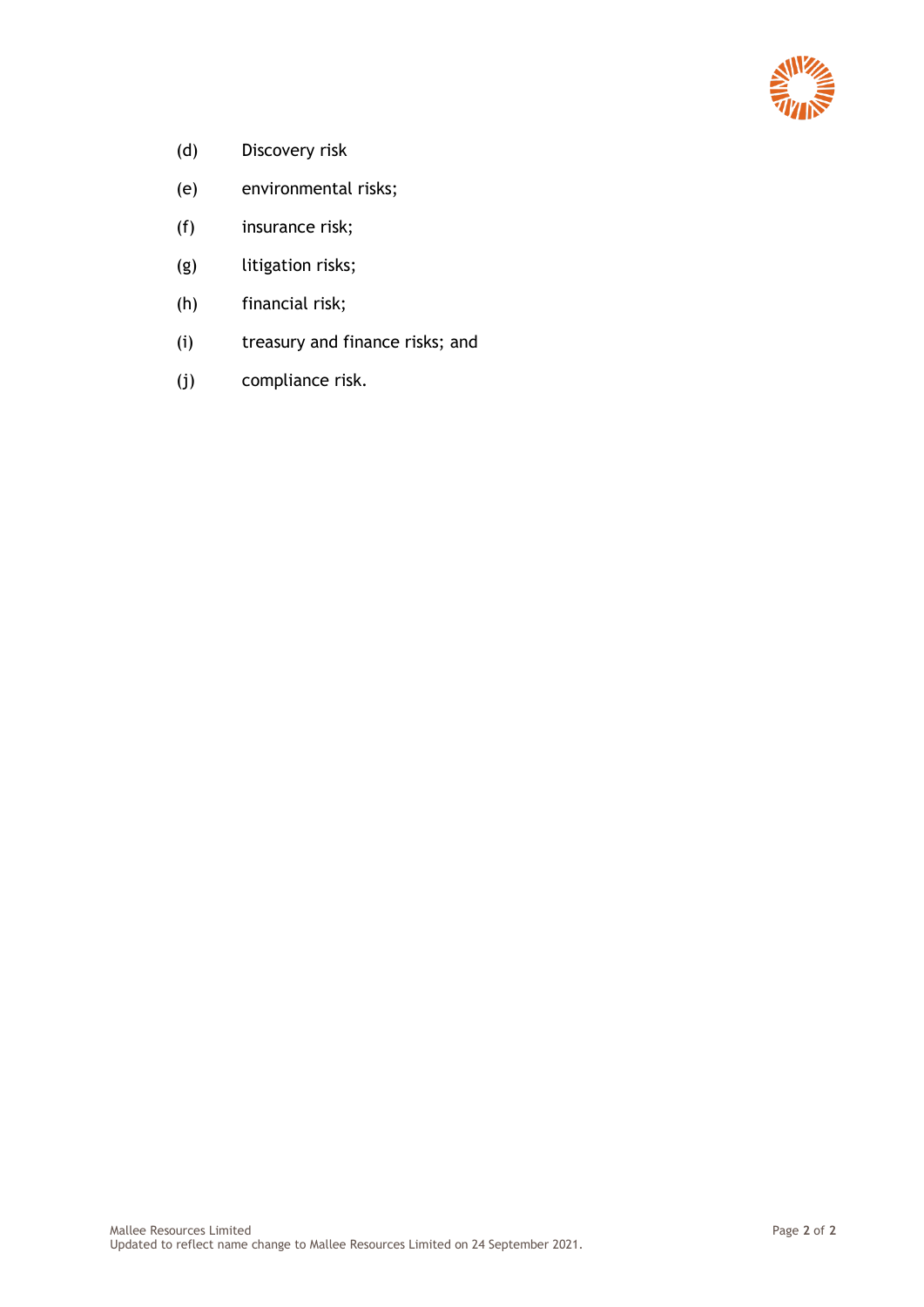(d) Discovery risk

(e) environmental risks;

(f) insurance risk;

(g) litigation risks;

(h) financial risk;

(i) treasury and finance risks; and

(j) compliance risk.